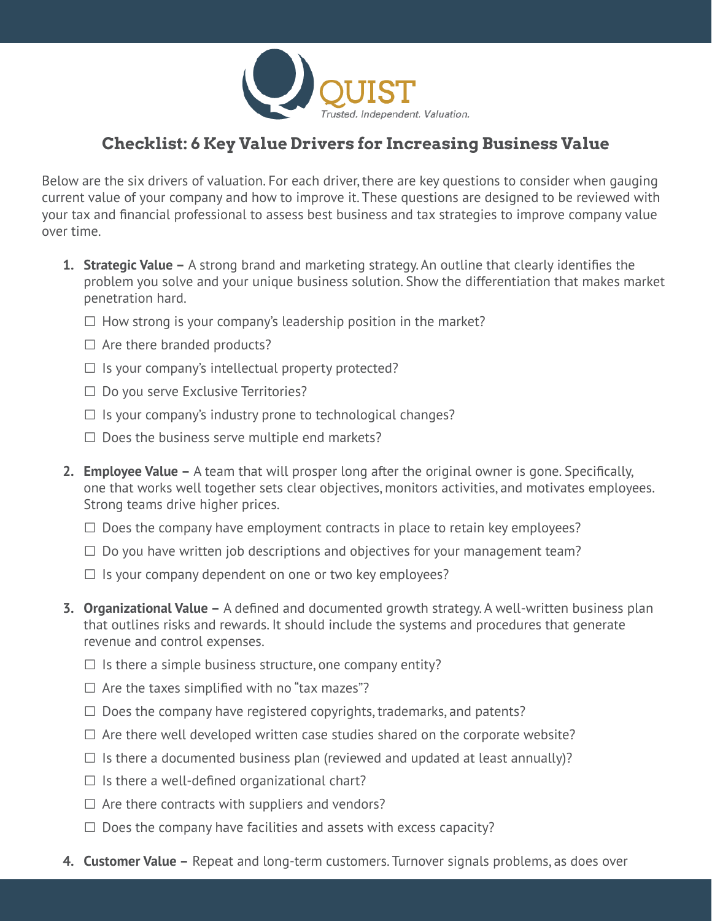QUIST

*Trusted. Independent. Valuation.*

## Checklist: 6 Key Value Drivers for Increasing Business Value

Below are the six drivers of valuation. For each driver, there are key questions to consider when gauging current value of your company and how to improve it. These questions are designed to be reviewed with your tax and financial professional to assess best business and tax strategies to improve company value over time.

1. **Strategic Value –** A strong brand and marketing strategy. An outline that clearly identifies the problem you solve and your unique business solution. Show the differentiation that makes market penetration hard.

   ☐ How strong is your company's leadership position in the market?

   ☐ Are there branded products?

   ☐ Is your company's intellectual property protected?

   ☐ Do you serve Exclusive Territories?

   ☐ Is your company's industry prone to technological changes?

   ☐ Does the business serve multiple end markets?

2. **Employee Value –** A team that will prosper long after the original owner is gone. Specifically, one that works well together sets clear objectives, monitors activities, and motivates employees. Strong teams drive higher prices.

   ☐ Does the company have employment contracts in place to retain key employees?

   ☐ Do you have written job descriptions and objectives for your management team?

   ☐ Is your company dependent on one or two key employees?

3. **Organizational Value –** A defined and documented growth strategy. A well-written business plan that outlines risks and rewards. It should include the systems and procedures that generate revenue and control expenses.

   ☐ Is there a simple business structure, one company entity?

   ☐ Are the taxes simplified with no "tax mazes"?

   ☐ Does the company have registered copyrights, trademarks, and patents?

   ☐ Are there well developed written case studies shared on the corporate website?

   ☐ Is there a documented business plan (reviewed and updated at least annually)?

   ☐ Is there a well-defined organizational chart?

   ☐ Are there contracts with suppliers and vendors?

   ☐ Does the company have facilities and assets with excess capacity?

4. **Customer Value –** Repeat and long-term customers. Turnover signals problems, as does over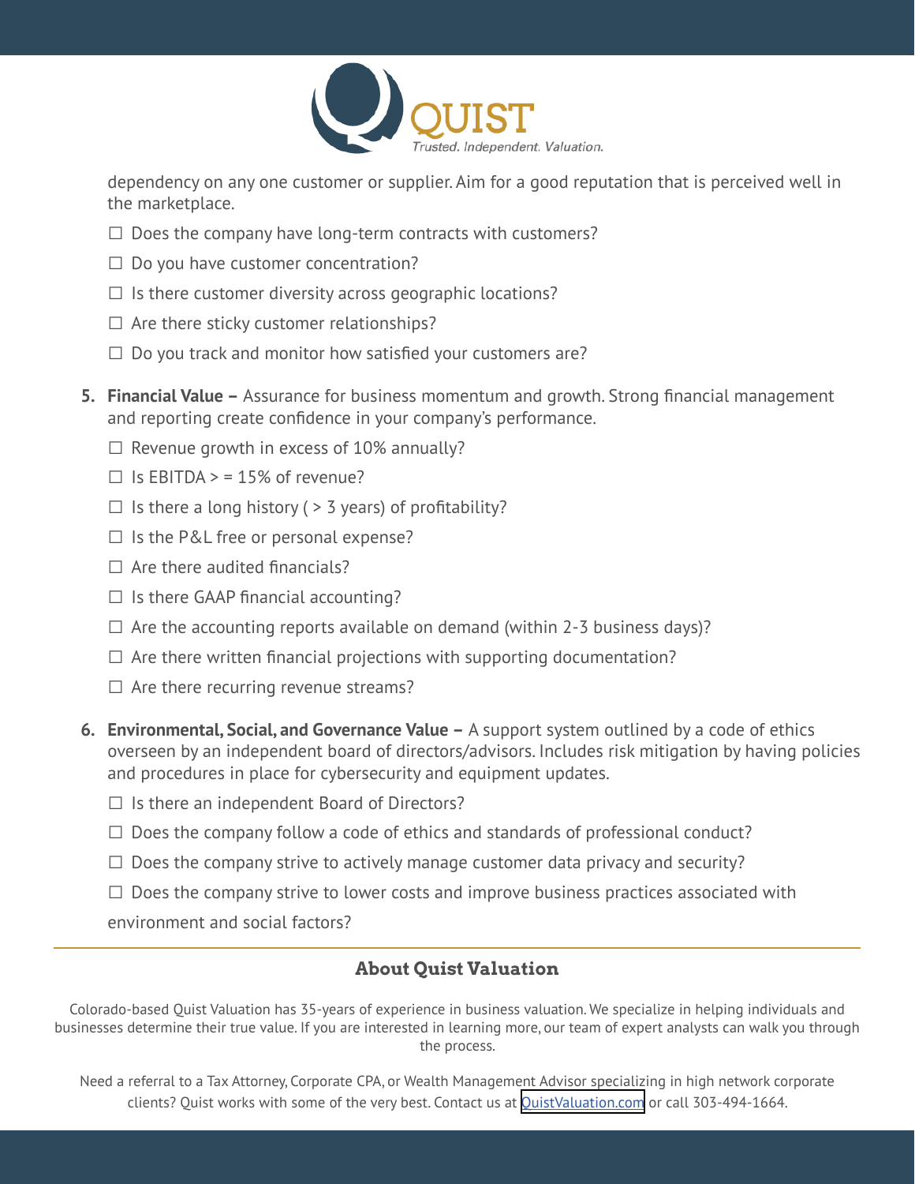dependency on any one customer or supplier. Aim for a good reputation that is perceived well in the marketplace.

- ☐ Does the company have long-term contracts with customers?
- ☐ Do you have customer concentration?
- ☐ Is there customer diversity across geographic locations?
- ☐ Are there sticky customer relationships?
- ☐ Do you track and monitor how satisfied your customers are?

5. **Financial Value –** Assurance for business momentum and growth. Strong financial management and reporting create confidence in your company's performance.

   - ☐ Revenue growth in excess of 10% annually?
   - ☐ Is EBITDA > = 15% of revenue?
   - ☐ Is there a long history ( > 3 years) of profitability?
   - ☐ Is the P&L free or personal expense?
   - ☐ Are there audited financials?
   - ☐ Is there GAAP financial accounting?
   - ☐ Are the accounting reports available on demand (within 2-3 business days)?
   - ☐ Are there written financial projections with supporting documentation?
   - ☐ Are there recurring revenue streams?

6. **Environmental, Social, and Governance Value –** A support system outlined by a code of ethics overseen by an independent board of directors/advisors. Includes risk mitigation by having policies and procedures in place for cybersecurity and equipment updates.

   - ☐ Is there an independent Board of Directors?
   - ☐ Does the company follow a code of ethics and standards of professional conduct?
   - ☐ Does the company strive to actively manage customer data privacy and security?
   - ☐ Does the company strive to lower costs and improve business practices associated with environment and social factors?

---

## About Quist Valuation

Colorado-based Quist Valuation has 35-years of experience in business valuation. We specialize in helping individuals and businesses determine their true value. If you are interested in learning more, our team of expert analysts can walk you through the process.

Need a referral to a Tax Attorney, Corporate CPA, or Wealth Management Advisor specializing in high network corporate clients? Quist works with some of the very best. Contact us at QuistValuation.com or call 303-494-1664.